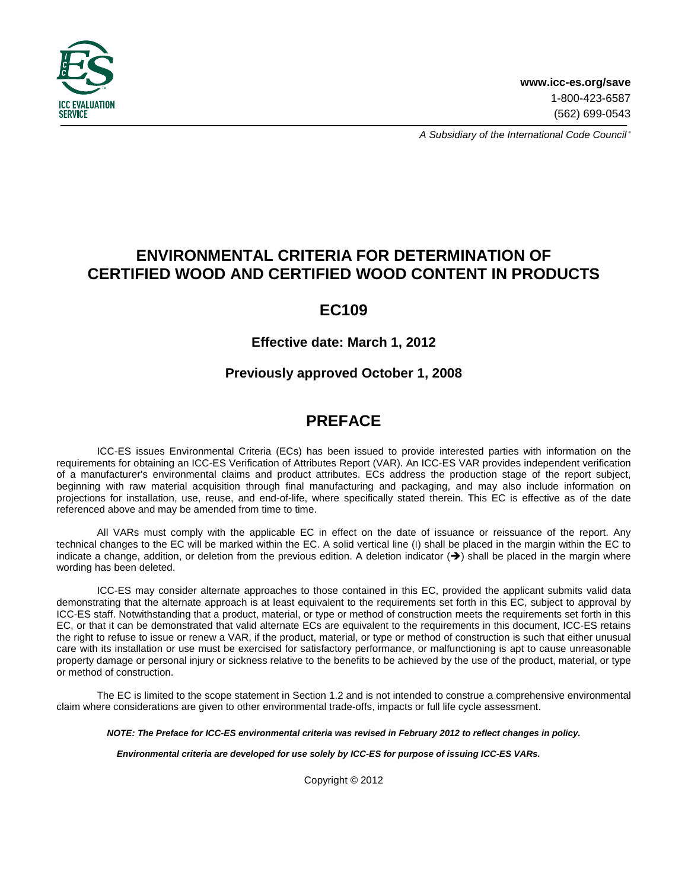www.icc-es.org/save
1-800-423-6587
(562) 699-0543

*A Subsidiary of the International Code Council®*

# ENVIRONMENTAL CRITERIA FOR DETERMINATION OF CERTIFIED WOOD AND CERTIFIED WOOD CONTENT IN PRODUCTS

## EC109

### Effective date: March 1, 2012

### Previously approved October 1, 2008

## PREFACE

ICC-ES issues Environmental Criteria (ECs) has been issued to provide interested parties with information on the requirements for obtaining an ICC-ES Verification of Attributes Report (VAR). An ICC-ES VAR provides independent verification of a manufacturer's environmental claims and product attributes. ECs address the production stage of the report subject, beginning with raw material acquisition through final manufacturing and packaging, and may also include information on projections for installation, use, reuse, and end-of-life, where specifically stated therein. This EC is effective as of the date referenced above and may be amended from time to time.

All VARs must comply with the applicable EC in effect on the date of issuance or reissuance of the report. Any technical changes to the EC will be marked within the EC. A solid vertical line (I) shall be placed in the margin within the EC to indicate a change, addition, or deletion from the previous edition. A deletion indicator (➔) shall be placed in the margin where wording has been deleted.

ICC-ES may consider alternate approaches to those contained in this EC, provided the applicant submits valid data demonstrating that the alternate approach is at least equivalent to the requirements set forth in this EC, subject to approval by ICC-ES staff. Notwithstanding that a product, material, or type or method of construction meets the requirements set forth in this EC, or that it can be demonstrated that valid alternate ECs are equivalent to the requirements in this document, ICC-ES retains the right to refuse to issue or renew a VAR, if the product, material, or type or method of construction is such that either unusual care with its installation or use must be exercised for satisfactory performance, or malfunctioning is apt to cause unreasonable property damage or personal injury or sickness relative to the benefits to be achieved by the use of the product, material, or type or method of construction.

The EC is limited to the scope statement in Section 1.2 and is not intended to construe a comprehensive environmental claim where considerations are given to other environmental trade-offs, impacts or full life cycle assessment.

***NOTE: The Preface for ICC-ES environmental criteria was revised in February 2012 to reflect changes in policy.***

***Environmental criteria are developed for use solely by ICC-ES for purpose of issuing ICC-ES VARs.***

Copyright © 2012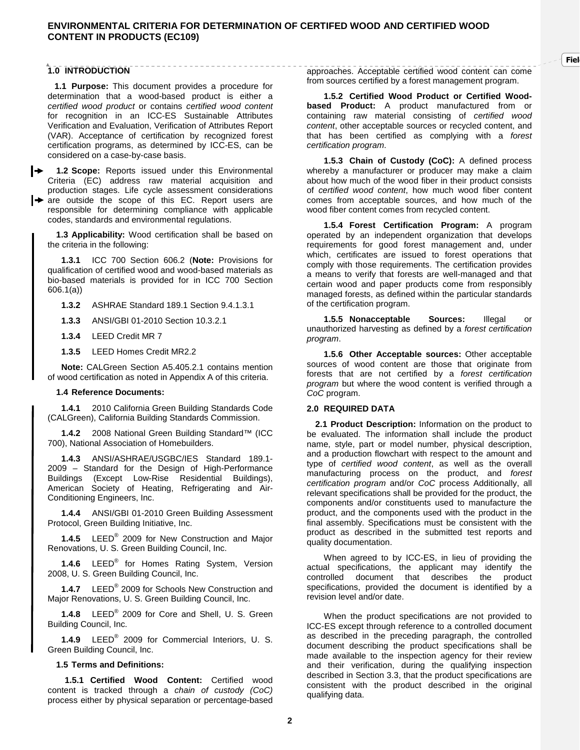## ENVIRONMENTAL CRITERIA FOR DETERMINATION OF CERTIFED WOOD AND CERTIFIED WOOD CONTENT IN PRODUCTS (EC109)

### 1.0 INTRODUCTION

**1.1 Purpose:** This document provides a procedure for determination that a wood-based product is either a *certified wood product* or contains *certified wood content* for recognition in an ICC-ES Sustainable Attributes Verification and Evaluation, Verification of Attributes Report (VAR). Acceptance of certification by recognized forest certification programs, as determined by ICC-ES, can be considered on a case-by-case basis.

**1.2 Scope:** Reports issued under this Environmental Criteria (EC) address raw material acquisition and production stages. Life cycle assessment considerations are outside the scope of this EC. Report users are responsible for determining compliance with applicable codes, standards and environmental regulations.

**1.3 Applicability:** Wood certification shall be based on the criteria in the following:

**1.3.1** ICC 700 Section 606.2 (**Note:** Provisions for qualification of certified wood and wood-based materials as bio-based materials is provided for in ICC 700 Section 606.1(a))

**1.3.2** ASHRAE Standard 189.1 Section 9.4.1.3.1

**1.3.3** ANSI/GBI 01-2010 Section 10.3.2.1

**1.3.4** LEED Credit MR 7

**1.3.5** LEED Homes Credit MR2.2

**Note:** CALGreen Section A5.405.2.1 contains mention of wood certification as noted in Appendix A of this criteria.

**1.4 Reference Documents:**

**1.4.1** 2010 California Green Building Standards Code (CALGreen), California Building Standards Commission.

**1.4.2** 2008 National Green Building Standard™ (ICC 700), National Association of Homebuilders.

**1.4.3** ANSI/ASHRAE/USGBC/IES Standard 189.1-2009 – Standard for the Design of High-Performance Buildings (Except Low-Rise Residential Buildings), American Society of Heating, Refrigerating and Air-Conditioning Engineers, Inc.

**1.4.4** ANSI/GBI 01-2010 Green Building Assessment Protocol, Green Building Initiative, Inc.

**1.4.5** LEED® 2009 for New Construction and Major Renovations, U. S. Green Building Council, Inc.

**1.4.6** LEED® for Homes Rating System, Version 2008, U. S. Green Building Council, Inc.

**1.4.7** LEED® 2009 for Schools New Construction and Major Renovations, U. S. Green Building Council, Inc.

**1.4.8** LEED® 2009 for Core and Shell, U. S. Green Building Council, Inc.

**1.4.9** LEED® 2009 for Commercial Interiors, U. S. Green Building Council, Inc.

**1.5 Terms and Definitions:**

**1.5.1 Certified Wood Content:** Certified wood content is tracked through a *chain of custody (CoC)* process either by physical separation or percentage-based approaches. Acceptable certified wood content can come from sources certified by a forest management program.

**1.5.2 Certified Wood Product or Certified Wood-based Product:** A product manufactured from or containing raw material consisting of *certified wood content*, other acceptable sources or recycled content, and that has been certified as complying with a *forest certification program*.

**1.5.3 Chain of Custody (CoC):** A defined process whereby a manufacturer or producer may make a claim about how much of the wood fiber in their product consists of *certified wood content*, how much wood fiber content comes from acceptable sources, and how much of the wood fiber content comes from recycled content.

**1.5.4 Forest Certification Program:** A program operated by an independent organization that develops requirements for good forest management and, under which, certificates are issued to forest operations that comply with those requirements. The certification provides a means to verify that forests are well-managed and that certain wood and paper products come from responsibly managed forests, as defined within the particular standards of the certification program.

**1.5.5 Nonacceptable Sources:** Illegal or unauthorized harvesting as defined by a *forest certification program*.

**1.5.6 Other Acceptable sources:** Other acceptable sources of wood content are those that originate from forests that are not certified by a *forest certification program* but where the wood content is verified through a *CoC* program.

### 2.0 REQUIRED DATA

**2.1 Product Description:** Information on the product to be evaluated. The information shall include the product name, style, part or model number, physical description, and a production flowchart with respect to the amount and type of *certified wood content*, as well as the overall manufacturing process on the product, and *forest certification program* and/or *CoC* process Additionally, all relevant specifications shall be provided for the product, the components and/or constituents used to manufacture the product, and the components used with the product in the final assembly. Specifications must be consistent with the product as described in the submitted test reports and quality documentation.

When agreed to by ICC-ES, in lieu of providing the actual specifications, the applicant may identify the controlled document that describes the product specifications, provided the document is identified by a revision level and/or date.

When the product specifications are not provided to ICC-ES except through reference to a controlled document as described in the preceding paragraph, the controlled document describing the product specifications shall be made available to the inspection agency for their review and their verification, during the qualifying inspection described in Section 3.3, that the product specifications are consistent with the product described in the original qualifying data.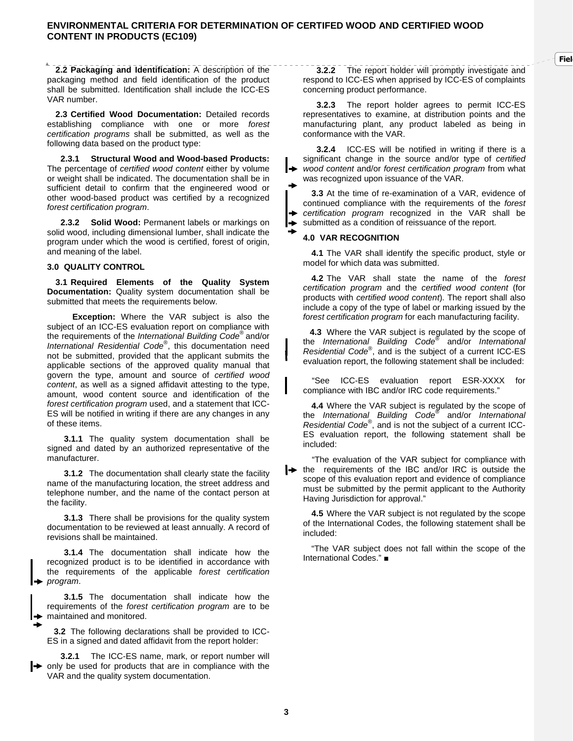**2.2 Packaging and Identification:** A description of the packaging method and field identification of the product shall be submitted. Identification shall include the ICC-ES VAR number.

**2.3 Certified Wood Documentation:** Detailed records establishing compliance with one or more *forest certification programs* shall be submitted, as well as the following data based on the product type:

**2.3.1 Structural Wood and Wood-based Products:** The percentage of *certified wood content* either by volume or weight shall be indicated. The documentation shall be in sufficient detail to confirm that the engineered wood or other wood-based product was certified by a recognized *forest certification program*.

**2.3.2 Solid Wood:** Permanent labels or markings on solid wood, including dimensional lumber, shall indicate the program under which the wood is certified, forest of origin, and meaning of the label.

## 3.0 QUALITY CONTROL

**3.1 Required Elements of the Quality System Documentation:** Quality system documentation shall be submitted that meets the requirements below.

**Exception:** Where the VAR subject is also the subject of an ICC-ES evaluation report on compliance with the requirements of the *International Building Code*® and/or *International Residential Code*®, this documentation need not be submitted, provided that the applicant submits the applicable sections of the approved quality manual that govern the type, amount and source of *certified wood content*, as well as a signed affidavit attesting to the type, amount, wood content source and identification of the *forest certification program* used, and a statement that ICC-ES will be notified in writing if there are any changes in any of these items.

**3.1.1** The quality system documentation shall be signed and dated by an authorized representative of the manufacturer.

**3.1.2** The documentation shall clearly state the facility name of the manufacturing location, the street address and telephone number, and the name of the contact person at the facility.

**3.1.3** There shall be provisions for the quality system documentation to be reviewed at least annually. A record of revisions shall be maintained.

**3.1.4** The documentation shall indicate how the recognized product is to be identified in accordance with the requirements of the applicable *forest certification program*.

**3.1.5** The documentation shall indicate how the requirements of the *forest certification program* are to be maintained and monitored.

**3.2** The following declarations shall be provided to ICC-ES in a signed and dated affidavit from the report holder:

**3.2.1** The ICC-ES name, mark, or report number will only be used for products that are in compliance with the VAR and the quality system documentation.

**3.2.2** The report holder will promptly investigate and respond to ICC-ES when apprised by ICC-ES of complaints concerning product performance.

**3.2.3** The report holder agrees to permit ICC-ES representatives to examine, at distribution points and the manufacturing plant, any product labeled as being in conformance with the VAR.

**3.2.4** ICC-ES will be notified in writing if there is a significant change in the source and/or type of *certified wood content* and/or *forest certification program* from what was recognized upon issuance of the VAR.

**3.3** At the time of re-examination of a VAR, evidence of continued compliance with the requirements of the *forest certification program* recognized in the VAR shall be submitted as a condition of reissuance of the report.

## 4.0 VAR RECOGNITION

**4.1** The VAR shall identify the specific product, style or model for which data was submitted.

**4.2** The VAR shall state the name of the *forest certification program* and the *certified wood content* (for products with *certified wood content*). The report shall also include a copy of the type of label or marking issued by the *forest certification program* for each manufacturing facility.

**4.3** Where the VAR subject is regulated by the scope of the *International Building Code*® and/or *International Residential Code*®, and is the subject of a current ICC-ES evaluation report, the following statement shall be included:

"See ICC-ES evaluation report ESR-XXXX for compliance with IBC and/or IRC code requirements."

**4.4** Where the VAR subject is regulated by the scope of the *International Building Code*® and/or *International Residential Code*®, and is not the subject of a current ICC-ES evaluation report, the following statement shall be included:

"The evaluation of the VAR subject for compliance with the requirements of the IBC and/or IRC is outside the scope of this evaluation report and evidence of compliance must be submitted by the permit applicant to the Authority Having Jurisdiction for approval."

**4.5** Where the VAR subject is not regulated by the scope of the International Codes, the following statement shall be included:

"The VAR subject does not fall within the scope of the International Codes." ■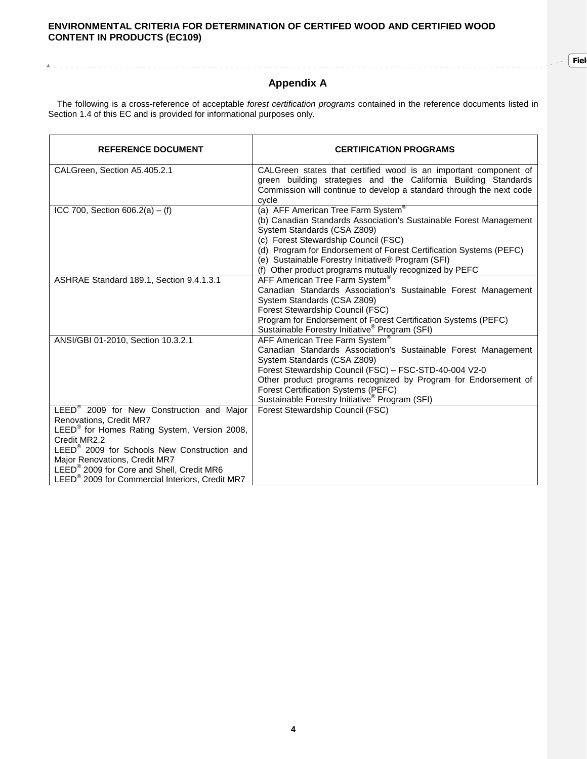## Appendix A

The following is a cross-reference of acceptable *forest certification programs* contained in the reference documents listed in Section 1.4 of this EC and is provided for informational purposes only.

| REFERENCE DOCUMENT | CERTIFICATION PROGRAMS |
|---|---|
| CALGreen, Section A5.405.2.1 | CALGreen states that certified wood is an important component of green building strategies and the California Building Standards Commission will continue to develop a standard through the next code cycle |
| ICC 700, Section 606.2(a) – (f) | (a) AFF American Tree Farm System®<br>(b) Canadian Standards Association's Sustainable Forest Management System Standards (CSA Z809)<br>(c) Forest Stewardship Council (FSC)<br>(d) Program for Endorsement of Forest Certification Systems (PEFC)<br>(e) Sustainable Forestry Initiative® Program (SFI)<br>(f) Other product programs mutually recognized by PEFC |
| ASHRAE Standard 189.1, Section 9.4.1.3.1 | AFF American Tree Farm System®<br>Canadian Standards Association's Sustainable Forest Management System Standards (CSA Z809)<br>Forest Stewardship Council (FSC)<br>Program for Endorsement of Forest Certification Systems (PEFC)<br>Sustainable Forestry Initiative® Program (SFI) |
| ANSI/GBI 01-2010, Section 10.3.2.1 | AFF American Tree Farm System®<br>Canadian Standards Association's Sustainable Forest Management System Standards (CSA Z809)<br>Forest Stewardship Council (FSC) – FSC-STD-40-004 V2-0<br>Other product programs recognized by Program for Endorsement of Forest Certification Systems (PEFC)<br>Sustainable Forestry Initiative® Program (SFI) |
| LEED® 2009 for New Construction and Major Renovations, Credit MR7<br>LEED® for Homes Rating System, Version 2008, Credit MR2.2<br>LEED® 2009 for Schools New Construction and Major Renovations, Credit MR7<br>LEED® 2009 for Core and Shell, Credit MR6<br>LEED® 2009 for Commercial Interiors, Credit MR7 | Forest Stewardship Council (FSC) |